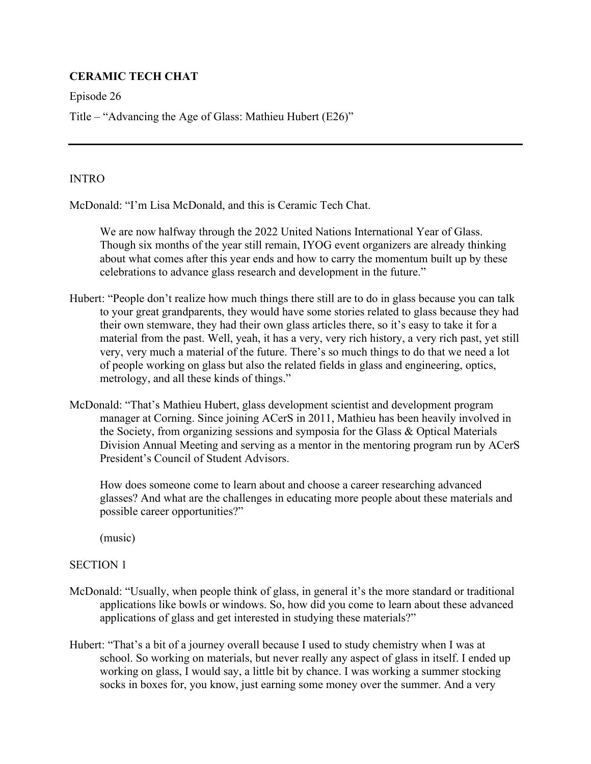**CERAMIC TECH CHAT**

Episode 26

Title – "Advancing the Age of Glass: Mathieu Hubert (E26)"

---

INTRO

McDonald: "I'm Lisa McDonald, and this is Ceramic Tech Chat.

We are now halfway through the 2022 United Nations International Year of Glass. Though six months of the year still remain, IYOG event organizers are already thinking about what comes after this year ends and how to carry the momentum built up by these celebrations to advance glass research and development in the future."

Hubert: "People don't realize how much things there still are to do in glass because you can talk to your great grandparents, they would have some stories related to glass because they had their own stemware, they had their own glass articles there, so it's easy to take it for a material from the past. Well, yeah, it has a very, very rich history, a very rich past, yet still very, very much a material of the future. There's so much things to do that we need a lot of people working on glass but also the related fields in glass and engineering, optics, metrology, and all these kinds of things."

McDonald: "That's Mathieu Hubert, glass development scientist and development program manager at Corning. Since joining ACerS in 2011, Mathieu has been heavily involved in the Society, from organizing sessions and symposia for the Glass & Optical Materials Division Annual Meeting and serving as a mentor in the mentoring program run by ACerS President's Council of Student Advisors.

How does someone come to learn about and choose a career researching advanced glasses? And what are the challenges in educating more people about these materials and possible career opportunities?"

(music)

SECTION 1

McDonald: "Usually, when people think of glass, in general it's the more standard or traditional applications like bowls or windows. So, how did you come to learn about these advanced applications of glass and get interested in studying these materials?"

Hubert: "That's a bit of a journey overall because I used to study chemistry when I was at school. So working on materials, but never really any aspect of glass in itself. I ended up working on glass, I would say, a little bit by chance. I was working a summer stocking socks in boxes for, you know, just earning some money over the summer. And a very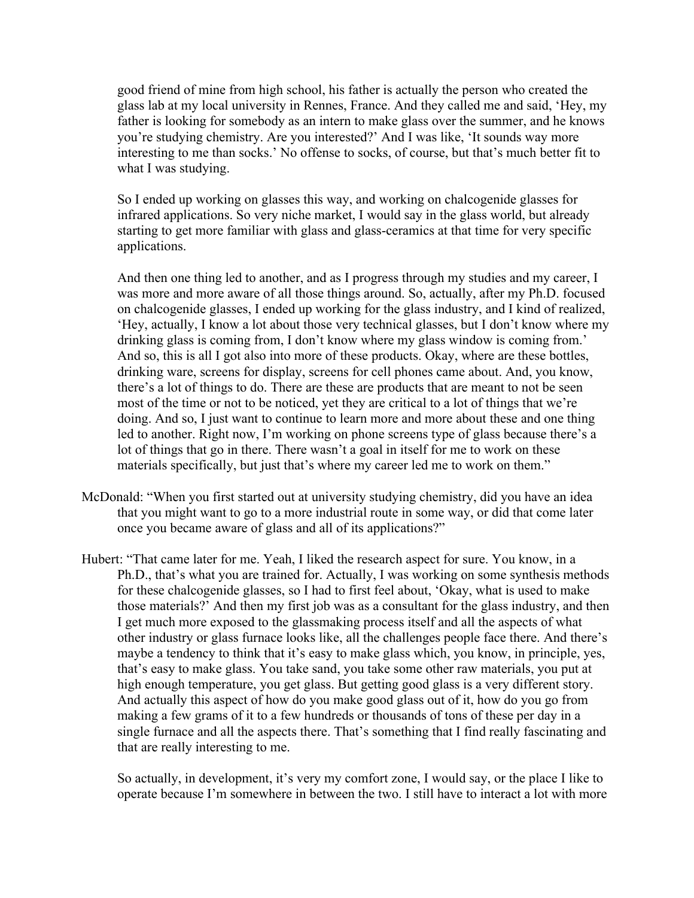good friend of mine from high school, his father is actually the person who created the glass lab at my local university in Rennes, France. And they called me and said, 'Hey, my father is looking for somebody as an intern to make glass over the summer, and he knows you're studying chemistry. Are you interested?' And I was like, 'It sounds way more interesting to me than socks.' No offense to socks, of course, but that's much better fit to what I was studying.

So I ended up working on glasses this way, and working on chalcogenide glasses for infrared applications. So very niche market, I would say in the glass world, but already starting to get more familiar with glass and glass-ceramics at that time for very specific applications.

And then one thing led to another, and as I progress through my studies and my career, I was more and more aware of all those things around. So, actually, after my Ph.D. focused on chalcogenide glasses, I ended up working for the glass industry, and I kind of realized, 'Hey, actually, I know a lot about those very technical glasses, but I don't know where my drinking glass is coming from, I don't know where my glass window is coming from.' And so, this is all I got also into more of these products. Okay, where are these bottles, drinking ware, screens for display, screens for cell phones came about. And, you know, there's a lot of things to do. There are these are products that are meant to not be seen most of the time or not to be noticed, yet they are critical to a lot of things that we're doing. And so, I just want to continue to learn more and more about these and one thing led to another. Right now, I'm working on phone screens type of glass because there's a lot of things that go in there. There wasn't a goal in itself for me to work on these materials specifically, but just that's where my career led me to work on them."

McDonald: "When you first started out at university studying chemistry, did you have an idea that you might want to go to a more industrial route in some way, or did that come later once you became aware of glass and all of its applications?"

Hubert: "That came later for me. Yeah, I liked the research aspect for sure. You know, in a Ph.D., that's what you are trained for. Actually, I was working on some synthesis methods for these chalcogenide glasses, so I had to first feel about, 'Okay, what is used to make those materials?' And then my first job was as a consultant for the glass industry, and then I get much more exposed to the glassmaking process itself and all the aspects of what other industry or glass furnace looks like, all the challenges people face there. And there's maybe a tendency to think that it's easy to make glass which, you know, in principle, yes, that's easy to make glass. You take sand, you take some other raw materials, you put at high enough temperature, you get glass. But getting good glass is a very different story. And actually this aspect of how do you make good glass out of it, how do you go from making a few grams of it to a few hundreds or thousands of tons of these per day in a single furnace and all the aspects there. That's something that I find really fascinating and that are really interesting to me.

So actually, in development, it's very my comfort zone, I would say, or the place I like to operate because I'm somewhere in between the two. I still have to interact a lot with more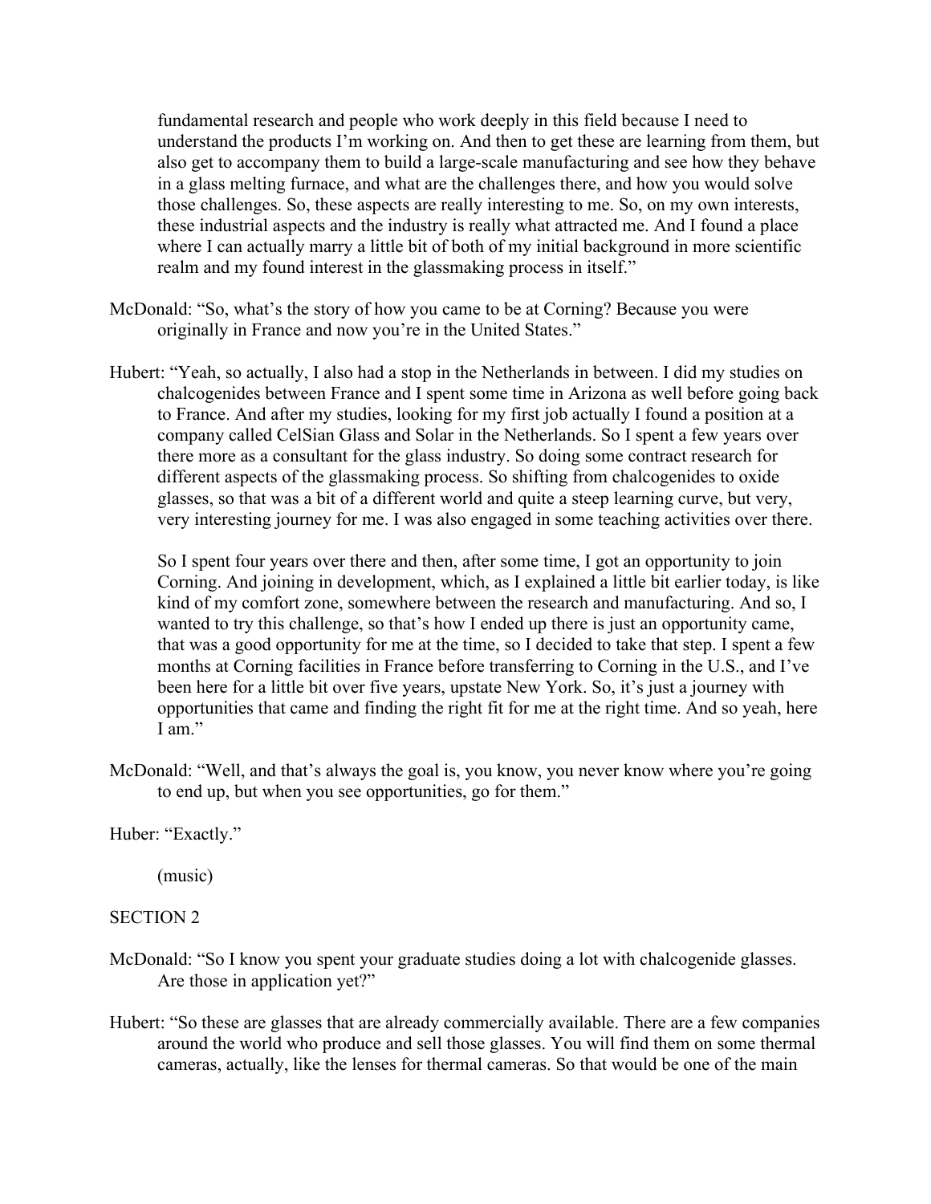fundamental research and people who work deeply in this field because I need to understand the products I'm working on. And then to get these are learning from them, but also get to accompany them to build a large-scale manufacturing and see how they behave in a glass melting furnace, and what are the challenges there, and how you would solve those challenges. So, these aspects are really interesting to me. So, on my own interests, these industrial aspects and the industry is really what attracted me. And I found a place where I can actually marry a little bit of both of my initial background in more scientific realm and my found interest in the glassmaking process in itself."

McDonald: "So, what's the story of how you came to be at Corning? Because you were originally in France and now you're in the United States."

Hubert: "Yeah, so actually, I also had a stop in the Netherlands in between. I did my studies on chalcogenides between France and I spent some time in Arizona as well before going back to France. And after my studies, looking for my first job actually I found a position at a company called CelSian Glass and Solar in the Netherlands. So I spent a few years over there more as a consultant for the glass industry. So doing some contract research for different aspects of the glassmaking process. So shifting from chalcogenides to oxide glasses, so that was a bit of a different world and quite a steep learning curve, but very, very interesting journey for me. I was also engaged in some teaching activities over there.

So I spent four years over there and then, after some time, I got an opportunity to join Corning. And joining in development, which, as I explained a little bit earlier today, is like kind of my comfort zone, somewhere between the research and manufacturing. And so, I wanted to try this challenge, so that's how I ended up there is just an opportunity came, that was a good opportunity for me at the time, so I decided to take that step. I spent a few months at Corning facilities in France before transferring to Corning in the U.S., and I've been here for a little bit over five years, upstate New York. So, it's just a journey with opportunities that came and finding the right fit for me at the right time. And so yeah, here I am."

McDonald: "Well, and that's always the goal is, you know, you never know where you're going to end up, but when you see opportunities, go for them."

Huber: "Exactly."

(music)

SECTION 2

McDonald: "So I know you spent your graduate studies doing a lot with chalcogenide glasses. Are those in application yet?"

Hubert: "So these are glasses that are already commercially available. There are a few companies around the world who produce and sell those glasses. You will find them on some thermal cameras, actually, like the lenses for thermal cameras. So that would be one of the main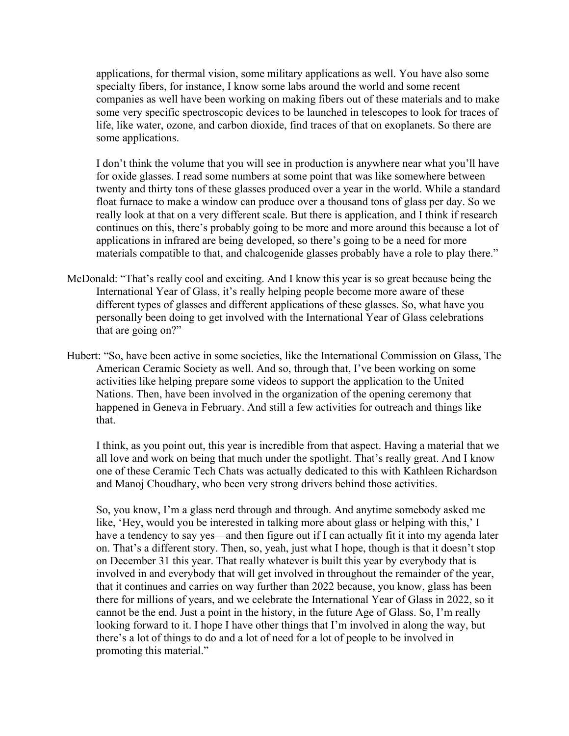applications, for thermal vision, some military applications as well. You have also some specialty fibers, for instance, I know some labs around the world and some recent companies as well have been working on making fibers out of these materials and to make some very specific spectroscopic devices to be launched in telescopes to look for traces of life, like water, ozone, and carbon dioxide, find traces of that on exoplanets. So there are some applications.

I don't think the volume that you will see in production is anywhere near what you'll have for oxide glasses. I read some numbers at some point that was like somewhere between twenty and thirty tons of these glasses produced over a year in the world. While a standard float furnace to make a window can produce over a thousand tons of glass per day. So we really look at that on a very different scale. But there is application, and I think if research continues on this, there's probably going to be more and more around this because a lot of applications in infrared are being developed, so there's going to be a need for more materials compatible to that, and chalcogenide glasses probably have a role to play there."

McDonald: "That's really cool and exciting. And I know this year is so great because being the International Year of Glass, it's really helping people become more aware of these different types of glasses and different applications of these glasses. So, what have you personally been doing to get involved with the International Year of Glass celebrations that are going on?"

Hubert: "So, have been active in some societies, like the International Commission on Glass, The American Ceramic Society as well. And so, through that, I've been working on some activities like helping prepare some videos to support the application to the United Nations. Then, have been involved in the organization of the opening ceremony that happened in Geneva in February. And still a few activities for outreach and things like that.

I think, as you point out, this year is incredible from that aspect. Having a material that we all love and work on being that much under the spotlight. That's really great. And I know one of these Ceramic Tech Chats was actually dedicated to this with Kathleen Richardson and Manoj Choudhary, who been very strong drivers behind those activities.

So, you know, I'm a glass nerd through and through. And anytime somebody asked me like, 'Hey, would you be interested in talking more about glass or helping with this,' I have a tendency to say yes—and then figure out if I can actually fit it into my agenda later on. That's a different story. Then, so, yeah, just what I hope, though is that it doesn't stop on December 31 this year. That really whatever is built this year by everybody that is involved in and everybody that will get involved in throughout the remainder of the year, that it continues and carries on way further than 2022 because, you know, glass has been there for millions of years, and we celebrate the International Year of Glass in 2022, so it cannot be the end. Just a point in the history, in the future Age of Glass. So, I'm really looking forward to it. I hope I have other things that I'm involved in along the way, but there's a lot of things to do and a lot of need for a lot of people to be involved in promoting this material."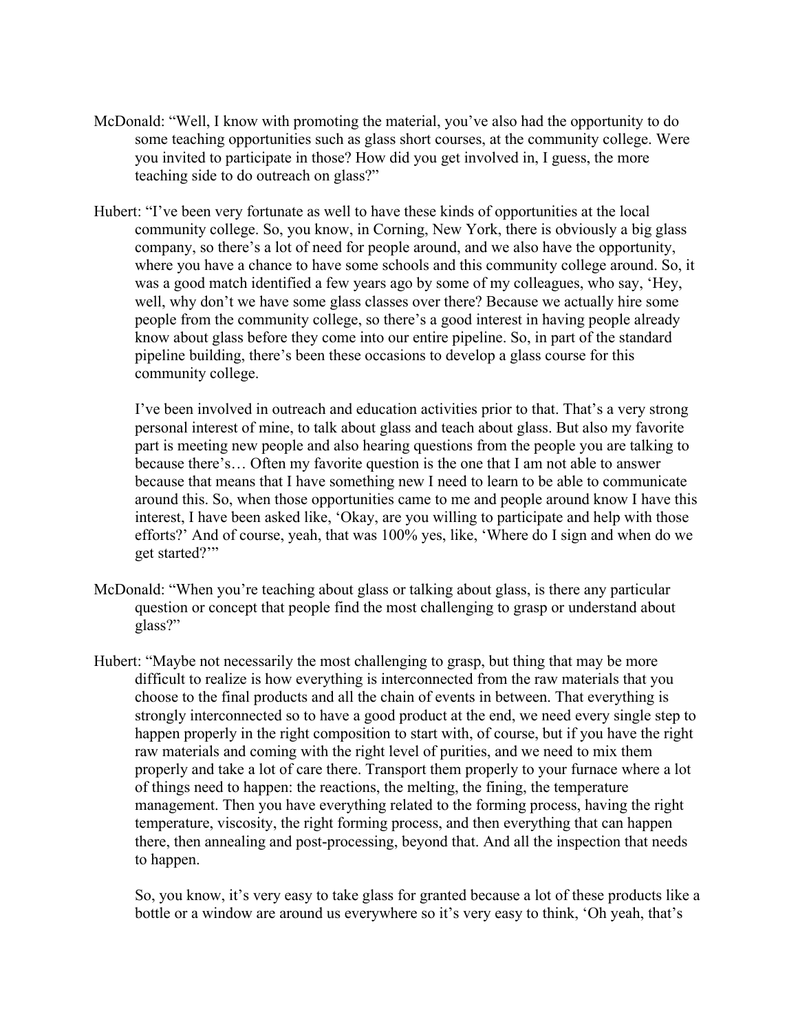McDonald: "Well, I know with promoting the material, you've also had the opportunity to do some teaching opportunities such as glass short courses, at the community college. Were you invited to participate in those? How did you get involved in, I guess, the more teaching side to do outreach on glass?"

Hubert: "I've been very fortunate as well to have these kinds of opportunities at the local community college. So, you know, in Corning, New York, there is obviously a big glass company, so there's a lot of need for people around, and we also have the opportunity, where you have a chance to have some schools and this community college around. So, it was a good match identified a few years ago by some of my colleagues, who say, 'Hey, well, why don't we have some glass classes over there? Because we actually hire some people from the community college, so there's a good interest in having people already know about glass before they come into our entire pipeline. So, in part of the standard pipeline building, there's been these occasions to develop a glass course for this community college.

I've been involved in outreach and education activities prior to that. That's a very strong personal interest of mine, to talk about glass and teach about glass. But also my favorite part is meeting new people and also hearing questions from the people you are talking to because there's… Often my favorite question is the one that I am not able to answer because that means that I have something new I need to learn to be able to communicate around this. So, when those opportunities came to me and people around know I have this interest, I have been asked like, 'Okay, are you willing to participate and help with those efforts?' And of course, yeah, that was 100% yes, like, 'Where do I sign and when do we get started?'"

McDonald: "When you're teaching about glass or talking about glass, is there any particular question or concept that people find the most challenging to grasp or understand about glass?"

Hubert: "Maybe not necessarily the most challenging to grasp, but thing that may be more difficult to realize is how everything is interconnected from the raw materials that you choose to the final products and all the chain of events in between. That everything is strongly interconnected so to have a good product at the end, we need every single step to happen properly in the right composition to start with, of course, but if you have the right raw materials and coming with the right level of purities, and we need to mix them properly and take a lot of care there. Transport them properly to your furnace where a lot of things need to happen: the reactions, the melting, the fining, the temperature management. Then you have everything related to the forming process, having the right temperature, viscosity, the right forming process, and then everything that can happen there, then annealing and post-processing, beyond that. And all the inspection that needs to happen.

So, you know, it's very easy to take glass for granted because a lot of these products like a bottle or a window are around us everywhere so it's very easy to think, 'Oh yeah, that's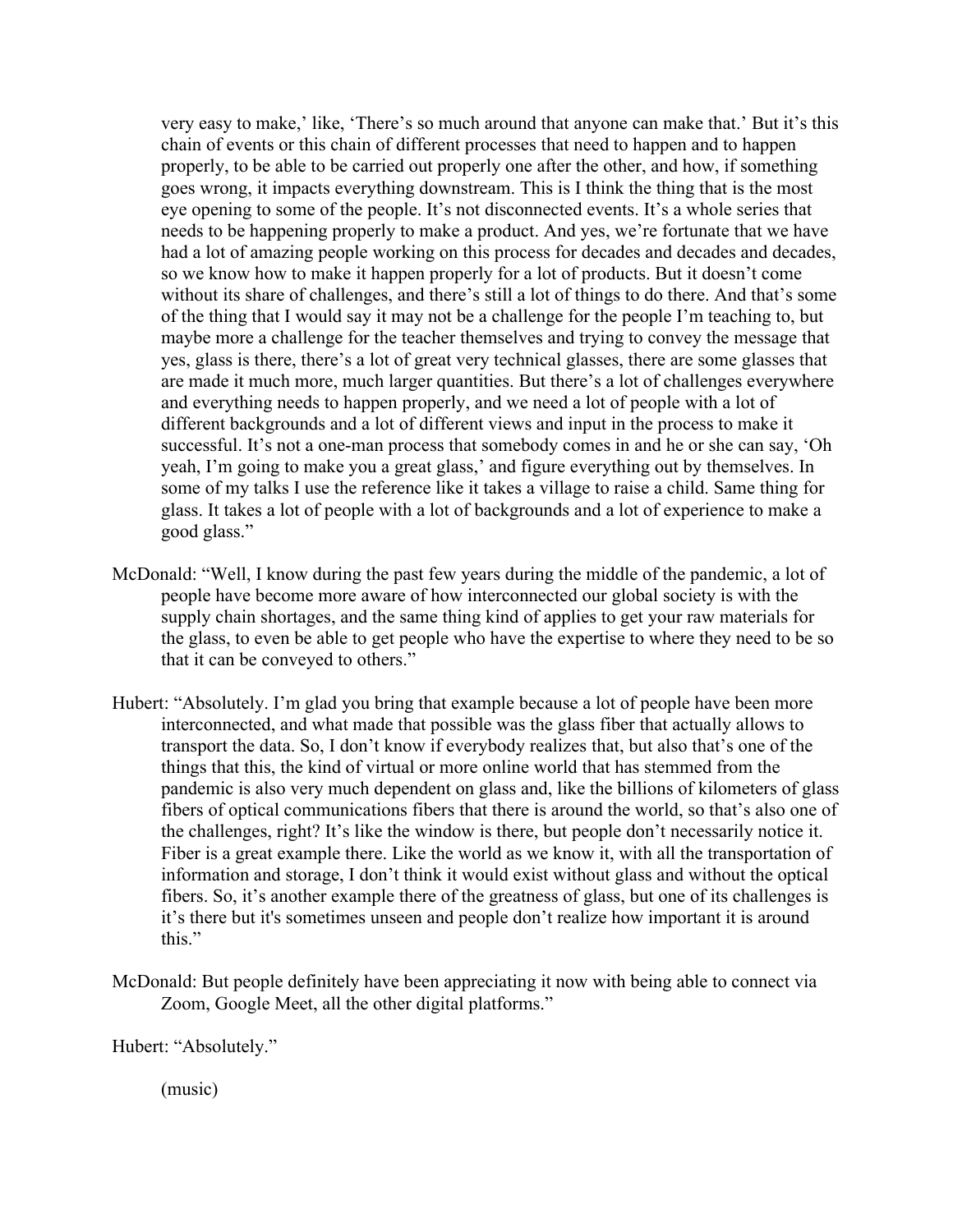very easy to make,' like, 'There's so much around that anyone can make that.' But it's this chain of events or this chain of different processes that need to happen and to happen properly, to be able to be carried out properly one after the other, and how, if something goes wrong, it impacts everything downstream. This is I think the thing that is the most eye opening to some of the people. It's not disconnected events. It's a whole series that needs to be happening properly to make a product. And yes, we're fortunate that we have had a lot of amazing people working on this process for decades and decades and decades, so we know how to make it happen properly for a lot of products. But it doesn't come without its share of challenges, and there's still a lot of things to do there. And that's some of the thing that I would say it may not be a challenge for the people I'm teaching to, but maybe more a challenge for the teacher themselves and trying to convey the message that yes, glass is there, there's a lot of great very technical glasses, there are some glasses that are made it much more, much larger quantities. But there's a lot of challenges everywhere and everything needs to happen properly, and we need a lot of people with a lot of different backgrounds and a lot of different views and input in the process to make it successful. It's not a one-man process that somebody comes in and he or she can say, 'Oh yeah, I'm going to make you a great glass,' and figure everything out by themselves. In some of my talks I use the reference like it takes a village to raise a child. Same thing for glass. It takes a lot of people with a lot of backgrounds and a lot of experience to make a good glass."

McDonald: "Well, I know during the past few years during the middle of the pandemic, a lot of people have become more aware of how interconnected our global society is with the supply chain shortages, and the same thing kind of applies to get your raw materials for the glass, to even be able to get people who have the expertise to where they need to be so that it can be conveyed to others."

Hubert: "Absolutely. I'm glad you bring that example because a lot of people have been more interconnected, and what made that possible was the glass fiber that actually allows to transport the data. So, I don't know if everybody realizes that, but also that's one of the things that this, the kind of virtual or more online world that has stemmed from the pandemic is also very much dependent on glass and, like the billions of kilometers of glass fibers of optical communications fibers that there is around the world, so that's also one of the challenges, right? It's like the window is there, but people don't necessarily notice it. Fiber is a great example there. Like the world as we know it, with all the transportation of information and storage, I don't think it would exist without glass and without the optical fibers. So, it's another example there of the greatness of glass, but one of its challenges is it's there but it's sometimes unseen and people don't realize how important it is around this."

McDonald: But people definitely have been appreciating it now with being able to connect via Zoom, Google Meet, all the other digital platforms."

Hubert: "Absolutely."

(music)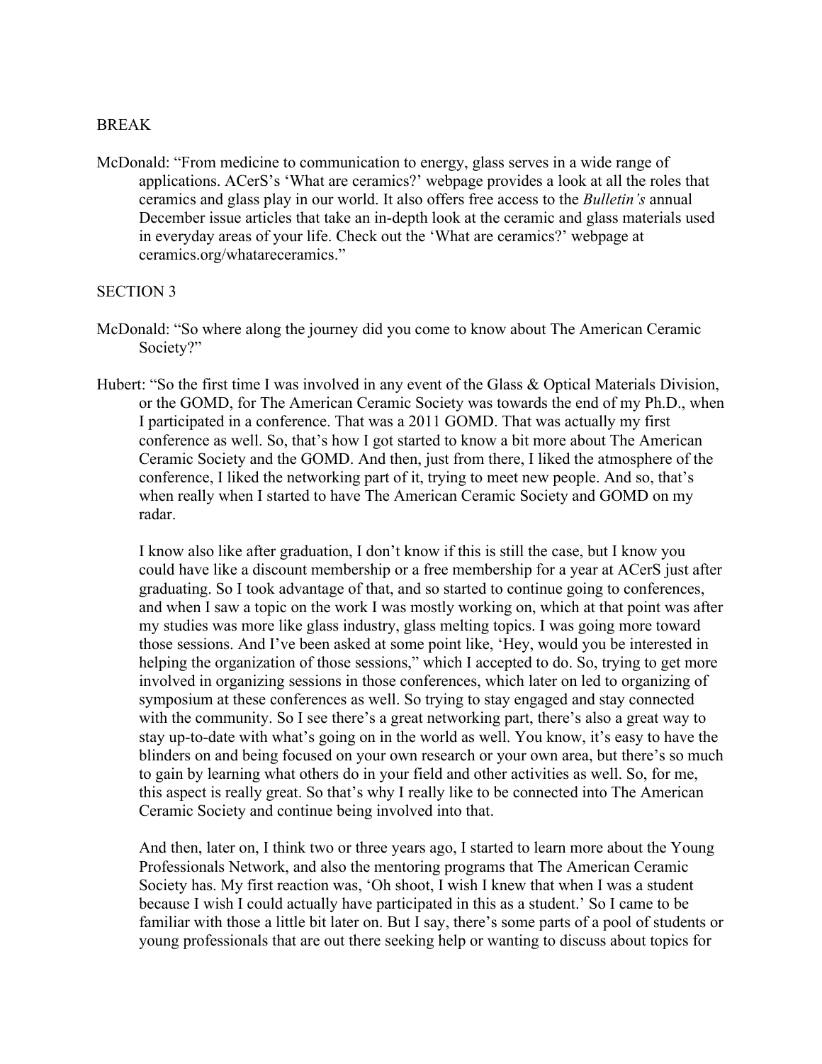BREAK

McDonald: "From medicine to communication to energy, glass serves in a wide range of applications. ACerS's 'What are ceramics?' webpage provides a look at all the roles that ceramics and glass play in our world. It also offers free access to the *Bulletin's* annual December issue articles that take an in-depth look at the ceramic and glass materials used in everyday areas of your life. Check out the 'What are ceramics?' webpage at ceramics.org/whatareceramics."

SECTION 3

McDonald: "So where along the journey did you come to know about The American Ceramic Society?"

Hubert: "So the first time I was involved in any event of the Glass & Optical Materials Division, or the GOMD, for The American Ceramic Society was towards the end of my Ph.D., when I participated in a conference. That was a 2011 GOMD. That was actually my first conference as well. So, that's how I got started to know a bit more about The American Ceramic Society and the GOMD. And then, just from there, I liked the atmosphere of the conference, I liked the networking part of it, trying to meet new people. And so, that's when really when I started to have The American Ceramic Society and GOMD on my radar.

I know also like after graduation, I don't know if this is still the case, but I know you could have like a discount membership or a free membership for a year at ACerS just after graduating. So I took advantage of that, and so started to continue going to conferences, and when I saw a topic on the work I was mostly working on, which at that point was after my studies was more like glass industry, glass melting topics. I was going more toward those sessions. And I've been asked at some point like, 'Hey, would you be interested in helping the organization of those sessions," which I accepted to do. So, trying to get more involved in organizing sessions in those conferences, which later on led to organizing of symposium at these conferences as well. So trying to stay engaged and stay connected with the community. So I see there's a great networking part, there's also a great way to stay up-to-date with what's going on in the world as well. You know, it's easy to have the blinders on and being focused on your own research or your own area, but there's so much to gain by learning what others do in your field and other activities as well. So, for me, this aspect is really great. So that's why I really like to be connected into The American Ceramic Society and continue being involved into that.

And then, later on, I think two or three years ago, I started to learn more about the Young Professionals Network, and also the mentoring programs that The American Ceramic Society has. My first reaction was, 'Oh shoot, I wish I knew that when I was a student because I wish I could actually have participated in this as a student.' So I came to be familiar with those a little bit later on. But I say, there's some parts of a pool of students or young professionals that are out there seeking help or wanting to discuss about topics for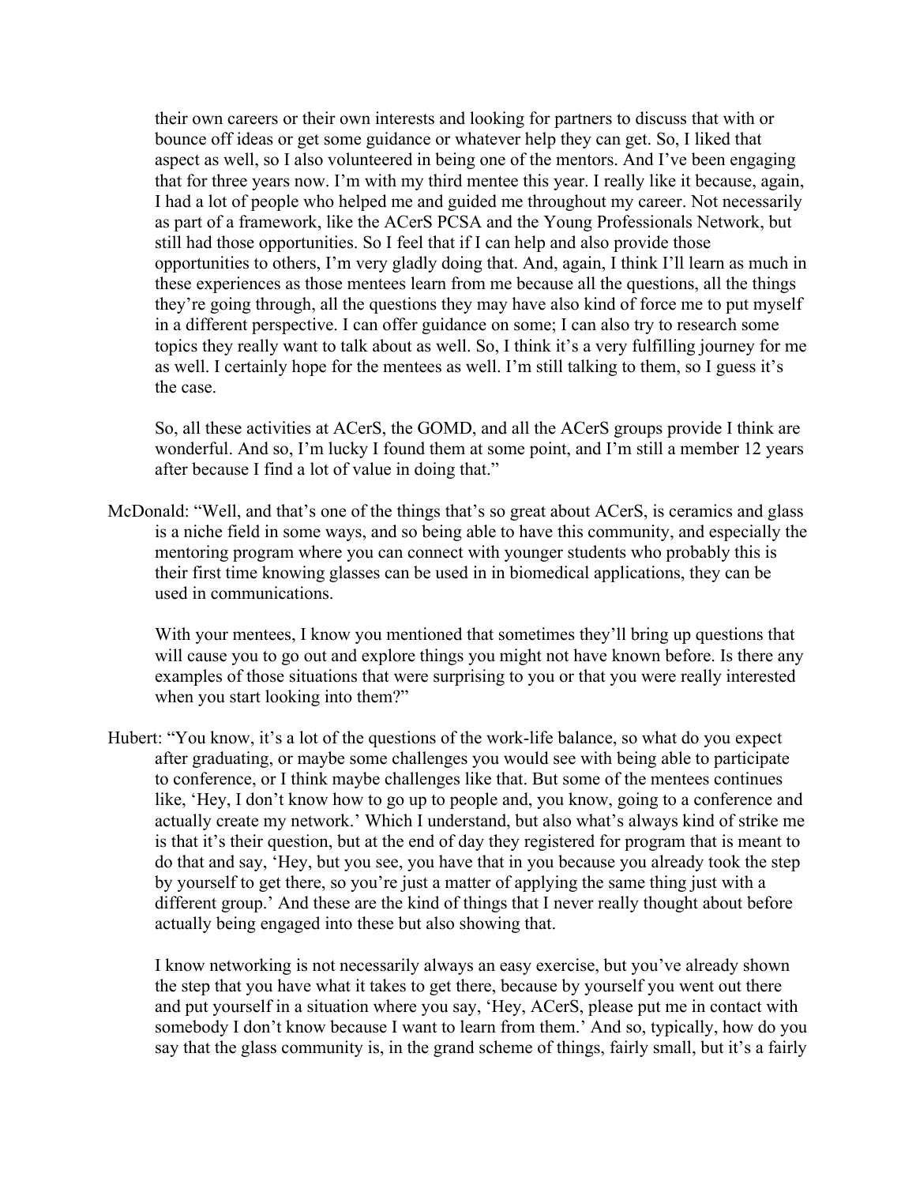their own careers or their own interests and looking for partners to discuss that with or bounce off ideas or get some guidance or whatever help they can get. So, I liked that aspect as well, so I also volunteered in being one of the mentors. And I've been engaging that for three years now. I'm with my third mentee this year. I really like it because, again, I had a lot of people who helped me and guided me throughout my career. Not necessarily as part of a framework, like the ACerS PCSA and the Young Professionals Network, but still had those opportunities. So I feel that if I can help and also provide those opportunities to others, I'm very gladly doing that. And, again, I think I'll learn as much in these experiences as those mentees learn from me because all the questions, all the things they're going through, all the questions they may have also kind of force me to put myself in a different perspective. I can offer guidance on some; I can also try to research some topics they really want to talk about as well. So, I think it's a very fulfilling journey for me as well. I certainly hope for the mentees as well. I'm still talking to them, so I guess it's the case.

So, all these activities at ACerS, the GOMD, and all the ACerS groups provide I think are wonderful. And so, I'm lucky I found them at some point, and I'm still a member 12 years after because I find a lot of value in doing that."

McDonald: "Well, and that's one of the things that's so great about ACerS, is ceramics and glass is a niche field in some ways, and so being able to have this community, and especially the mentoring program where you can connect with younger students who probably this is their first time knowing glasses can be used in in biomedical applications, they can be used in communications.

With your mentees, I know you mentioned that sometimes they'll bring up questions that will cause you to go out and explore things you might not have known before. Is there any examples of those situations that were surprising to you or that you were really interested when you start looking into them?"

Hubert: "You know, it's a lot of the questions of the work-life balance, so what do you expect after graduating, or maybe some challenges you would see with being able to participate to conference, or I think maybe challenges like that. But some of the mentees continues like, 'Hey, I don't know how to go up to people and, you know, going to a conference and actually create my network.' Which I understand, but also what's always kind of strike me is that it's their question, but at the end of day they registered for program that is meant to do that and say, 'Hey, but you see, you have that in you because you already took the step by yourself to get there, so you're just a matter of applying the same thing just with a different group.' And these are the kind of things that I never really thought about before actually being engaged into these but also showing that.

I know networking is not necessarily always an easy exercise, but you've already shown the step that you have what it takes to get there, because by yourself you went out there and put yourself in a situation where you say, 'Hey, ACerS, please put me in contact with somebody I don't know because I want to learn from them.' And so, typically, how do you say that the glass community is, in the grand scheme of things, fairly small, but it's a fairly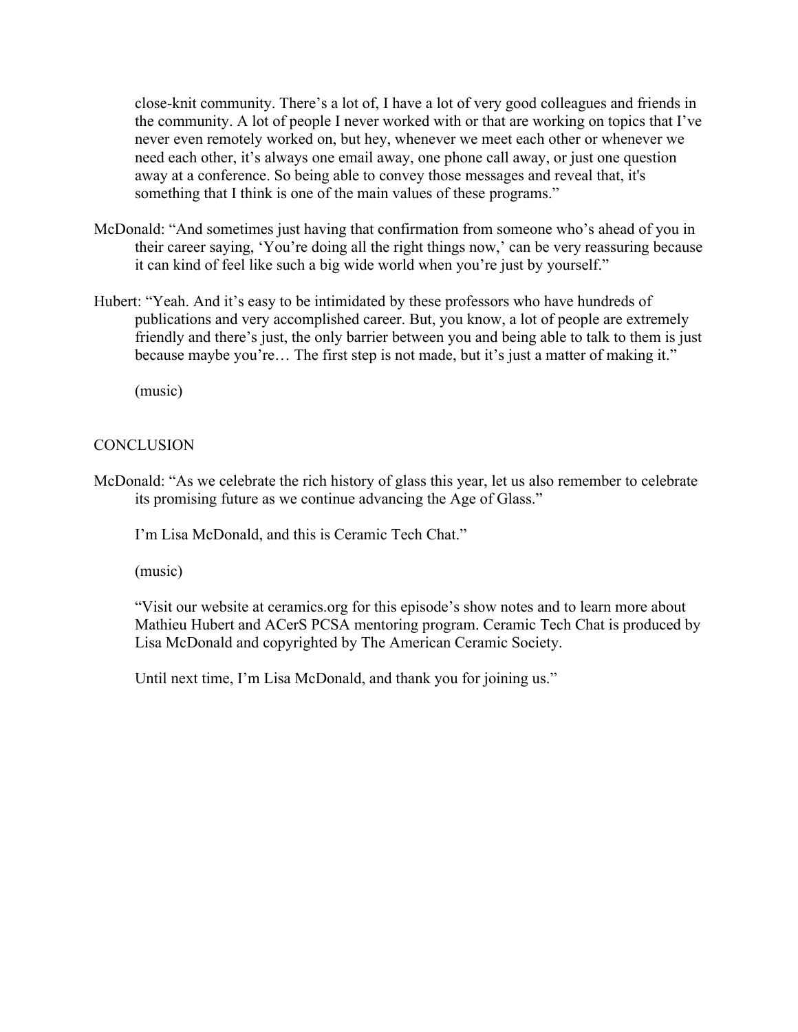close-knit community. There's a lot of, I have a lot of very good colleagues and friends in the community. A lot of people I never worked with or that are working on topics that I've never even remotely worked on, but hey, whenever we meet each other or whenever we need each other, it's always one email away, one phone call away, or just one question away at a conference. So being able to convey those messages and reveal that, it's something that I think is one of the main values of these programs."

McDonald: "And sometimes just having that confirmation from someone who's ahead of you in their career saying, 'You're doing all the right things now,' can be very reassuring because it can kind of feel like such a big wide world when you're just by yourself."

Hubert: "Yeah. And it's easy to be intimidated by these professors who have hundreds of publications and very accomplished career. But, you know, a lot of people are extremely friendly and there's just, the only barrier between you and being able to talk to them is just because maybe you're… The first step is not made, but it's just a matter of making it."

(music)

CONCLUSION

McDonald: "As we celebrate the rich history of glass this year, let us also remember to celebrate its promising future as we continue advancing the Age of Glass."

I'm Lisa McDonald, and this is Ceramic Tech Chat."

(music)

"Visit our website at ceramics.org for this episode's show notes and to learn more about Mathieu Hubert and ACerS PCSA mentoring program. Ceramic Tech Chat is produced by Lisa McDonald and copyrighted by The American Ceramic Society.

Until next time, I'm Lisa McDonald, and thank you for joining us."